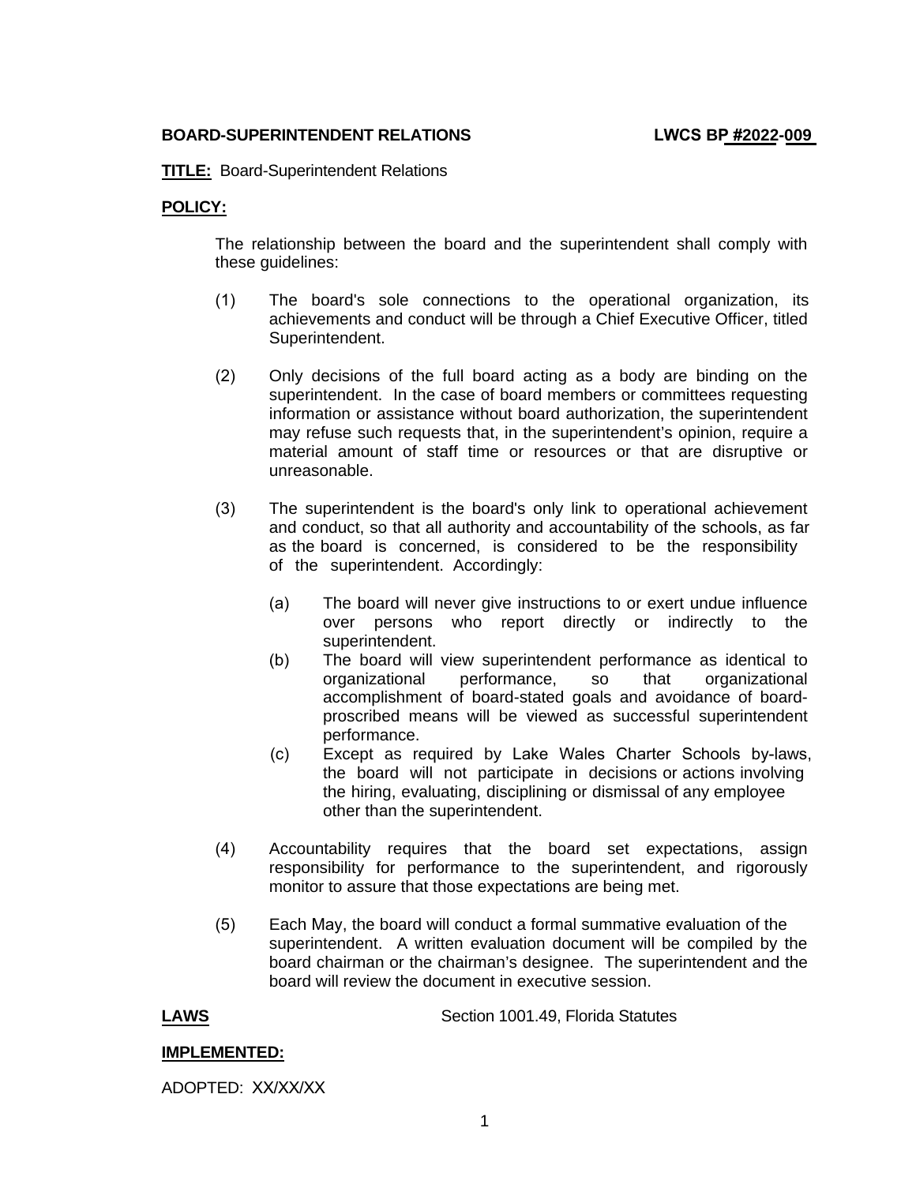**BOARD-SUPERINTENDENT RELATIONS** **LWCS BP #2022-009**

**TITLE:** Board-Superintendent Relations

**POLICY:**

The relationship between the board and the superintendent shall comply with these guidelines:

(1) The board's sole connections to the operational organization, its achievements and conduct will be through a Chief Executive Officer, titled Superintendent.

(2) Only decisions of the full board acting as a body are binding on the superintendent. In the case of board members or committees requesting information or assistance without board authorization, the superintendent may refuse such requests that, in the superintendent's opinion, require a material amount of staff time or resources or that are disruptive or unreasonable.

(3) The superintendent is the board's only link to operational achievement and conduct, so that all authority and accountability of the schools, as far as the board is concerned, is considered to be the responsibility of the superintendent. Accordingly:

  (a) The board will never give instructions to or exert undue influence over persons who report directly or indirectly to the superintendent.
  (b) The board will view superintendent performance as identical to organizational performance, so that organizational accomplishment of board-stated goals and avoidance of board-proscribed means will be viewed as successful superintendent performance.
  (c) Except as required by Lake Wales Charter Schools by-laws, the board will not participate in decisions or actions involving the hiring, evaluating, disciplining or dismissal of any employee other than the superintendent.

(4) Accountability requires that the board set expectations, assign responsibility for performance to the superintendent, and rigorously monitor to assure that those expectations are being met.

(5) Each May, the board will conduct a formal summative evaluation of the superintendent. A written evaluation document will be compiled by the board chairman or the chairman's designee. The superintendent and the board will review the document in executive session.

**LAWS** Section 1001.49, Florida Statutes

**IMPLEMENTED:**

ADOPTED: XX/XX/XX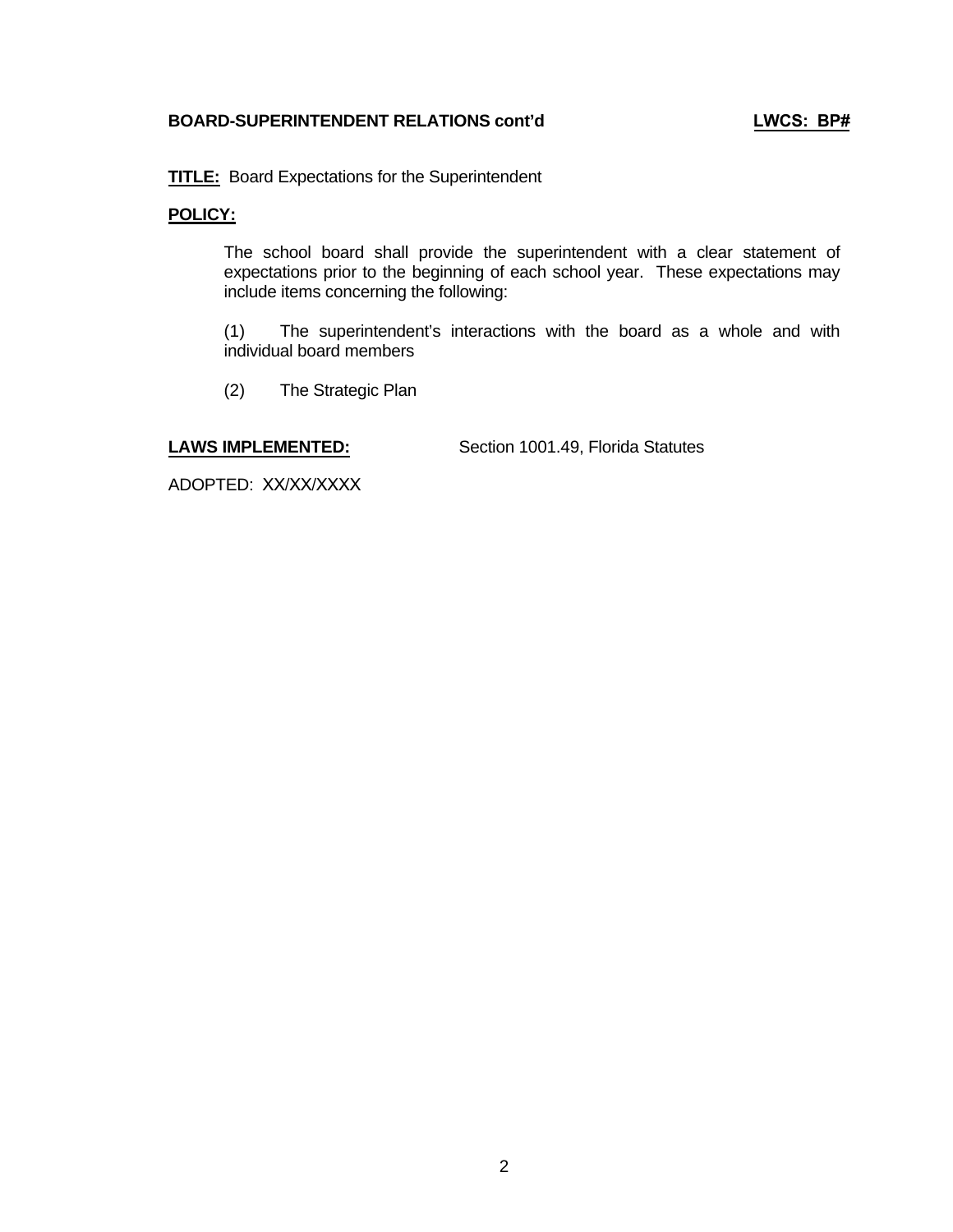**BOARD-SUPERINTENDENT RELATIONS cont'd** **LWCS: BP#**

**TITLE:** Board Expectations for the Superintendent

**POLICY:**

The school board shall provide the superintendent with a clear statement of expectations prior to the beginning of each school year. These expectations may include items concerning the following:

(1) The superintendent's interactions with the board as a whole and with individual board members

(2) The Strategic Plan

**LAWS IMPLEMENTED:** Section 1001.49, Florida Statutes

ADOPTED: XX/XX/XXXX